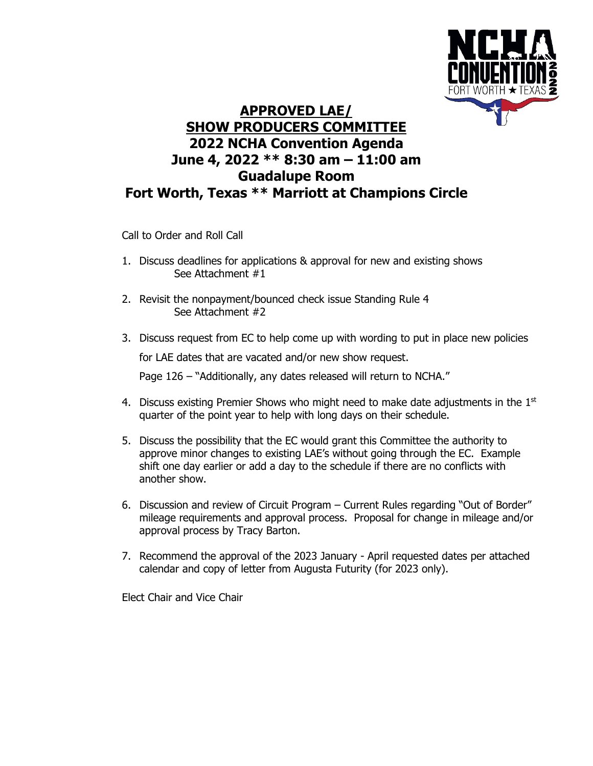# APPROVED LAE/ SHOW PRODUCERS COMMITTEE

## 2022 NCHA Convention Agenda

## June 4, 2022 ** 8:30 am – 11:00 am

## Guadalupe Room

## Fort Worth, Texas ** Marriott at Champions Circle

Call to Order and Roll Call

1. Discuss deadlines for applications & approval for new and existing shows
   See Attachment #1
2. Revisit the nonpayment/bounced check issue Standing Rule 4
   See Attachment #2
3. Discuss request from EC to help come up with wording to put in place new policies for LAE dates that are vacated and/or new show request.

   Page 126 – "Additionally, any dates released will return to NCHA."
4. Discuss existing Premier Shows who might need to make date adjustments in the 1st quarter of the point year to help with long days on their schedule.
5. Discuss the possibility that the EC would grant this Committee the authority to approve minor changes to existing LAE's without going through the EC. Example shift one day earlier or add a day to the schedule if there are no conflicts with another show.
6. Discussion and review of Circuit Program – Current Rules regarding "Out of Border" mileage requirements and approval process. Proposal for change in mileage and/or approval process by Tracy Barton.
7. Recommend the approval of the 2023 January - April requested dates per attached calendar and copy of letter from Augusta Futurity (for 2023 only).

Elect Chair and Vice Chair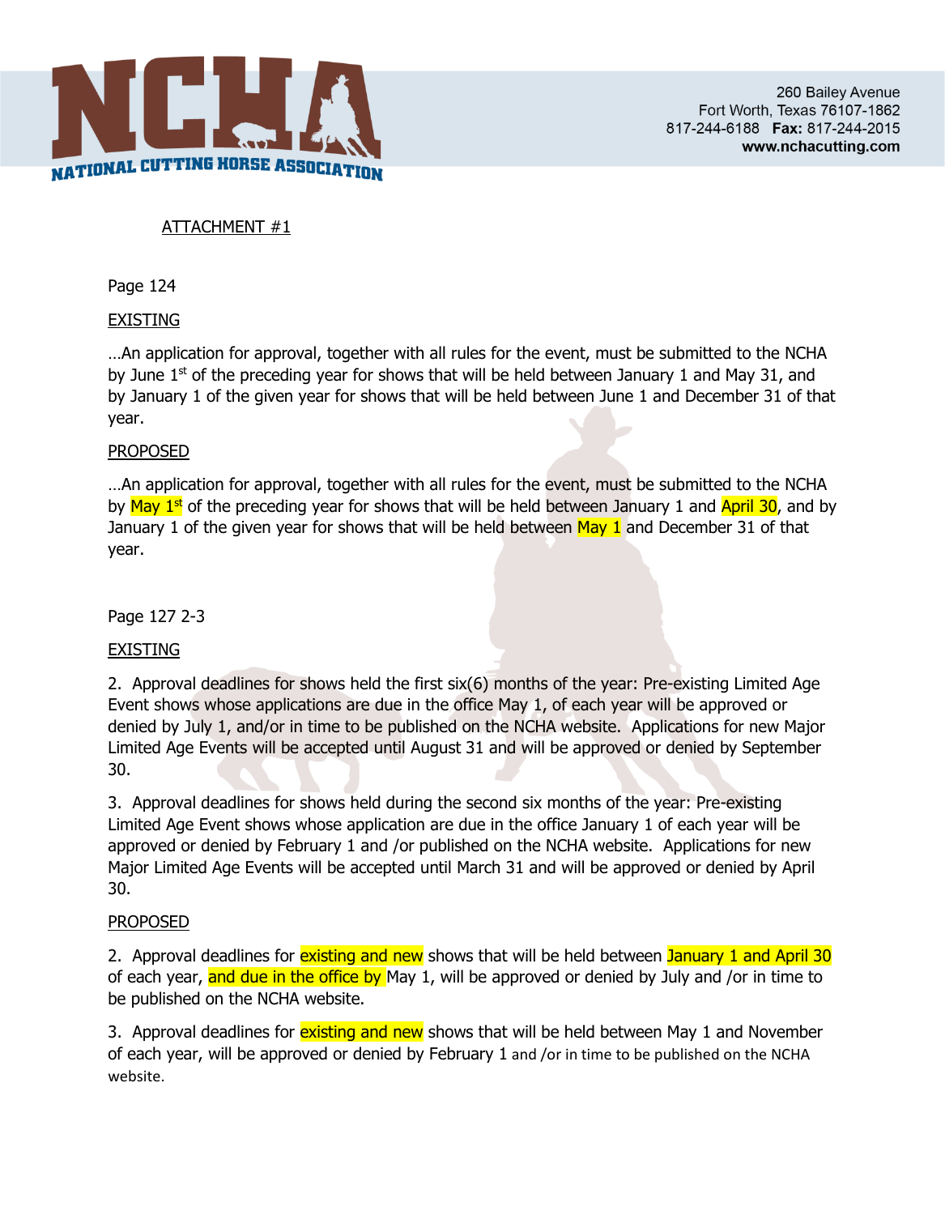260 Bailey Avenue
Fort Worth, Texas 76107-1862
817-244-6188 **Fax:** 817-244-2015
**www.nchacutting.com**

ATTACHMENT #1

Page 124

EXISTING

…An application for approval, together with all rules for the event, must be submitted to the NCHA by June 1st of the preceding year for shows that will be held between January 1 and May 31, and by January 1 of the given year for shows that will be held between June 1 and December 31 of that year.

PROPOSED

…An application for approval, together with all rules for the event, must be submitted to the NCHA by May 1st of the preceding year for shows that will be held between January 1 and April 30, and by January 1 of the given year for shows that will be held between May 1 and December 31 of that year.

Page 127 2-3

EXISTING

2. Approval deadlines for shows held the first six(6) months of the year: Pre-existing Limited Age Event shows whose applications are due in the office May 1, of each year will be approved or denied by July 1, and/or in time to be published on the NCHA website. Applications for new Major Limited Age Events will be accepted until August 31 and will be approved or denied by September 30.

3. Approval deadlines for shows held during the second six months of the year: Pre-existing Limited Age Event shows whose application are due in the office January 1 of each year will be approved or denied by February 1 and /or published on the NCHA website. Applications for new Major Limited Age Events will be accepted until March 31 and will be approved or denied by April 30.

PROPOSED

2. Approval deadlines for existing and new shows that will be held between January 1 and April 30 of each year, and due in the office by May 1, will be approved or denied by July and /or in time to be published on the NCHA website.

3. Approval deadlines for existing and new shows that will be held between May 1 and November of each year, will be approved or denied by February 1 and /or in time to be published on the NCHA website.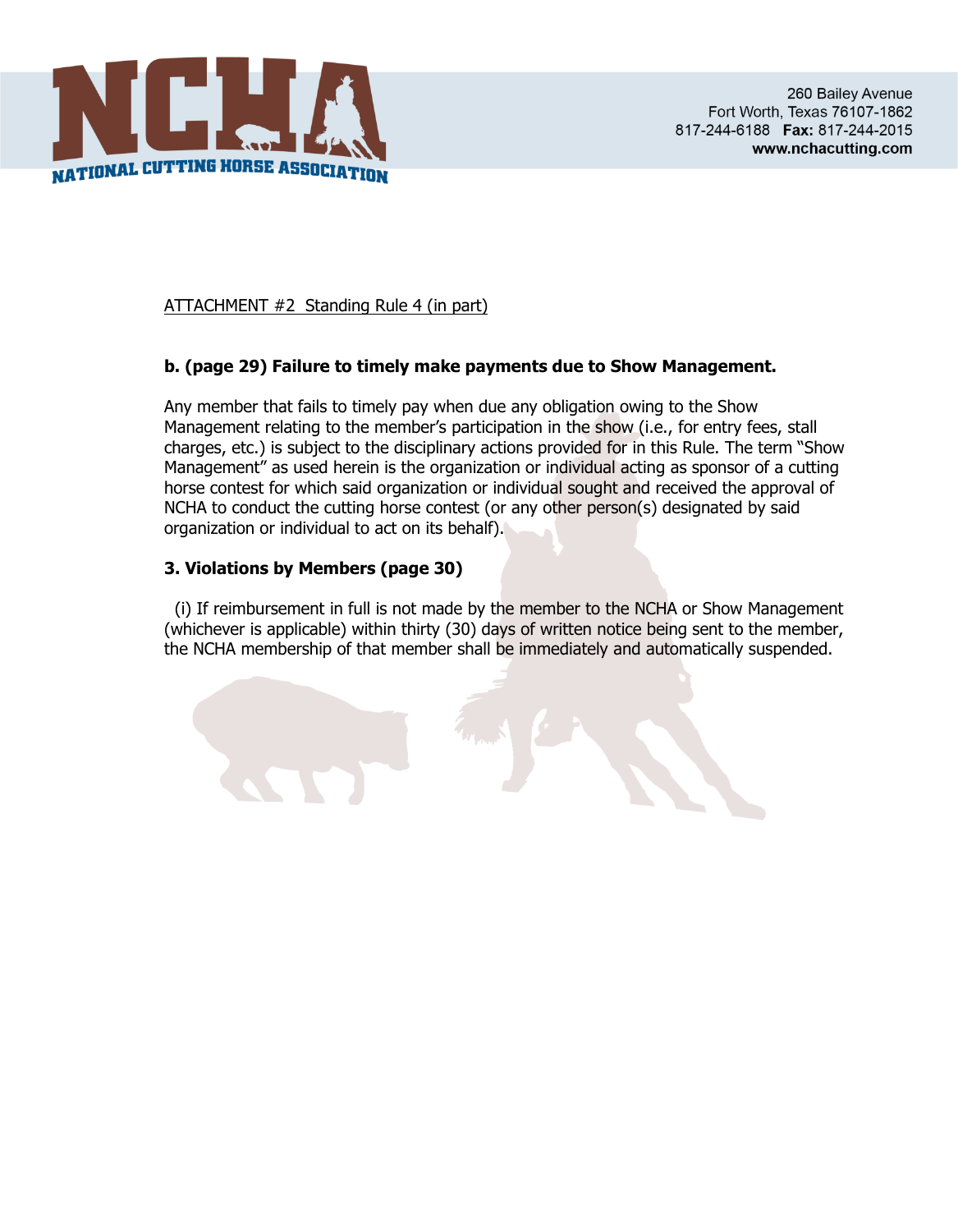ATTACHMENT #2 Standing Rule 4 (in part)

**b. (page 29) Failure to timely make payments due to Show Management.**

Any member that fails to timely pay when due any obligation owing to the Show Management relating to the member's participation in the show (i.e., for entry fees, stall charges, etc.) is subject to the disciplinary actions provided for in this Rule. The term "Show Management" as used herein is the organization or individual acting as sponsor of a cutting horse contest for which said organization or individual sought and received the approval of NCHA to conduct the cutting horse contest (or any other person(s) designated by said organization or individual to act on its behalf).

**3. Violations by Members (page 30)**

(i) If reimbursement in full is not made by the member to the NCHA or Show Management (whichever is applicable) within thirty (30) days of written notice being sent to the member, the NCHA membership of that member shall be immediately and automatically suspended.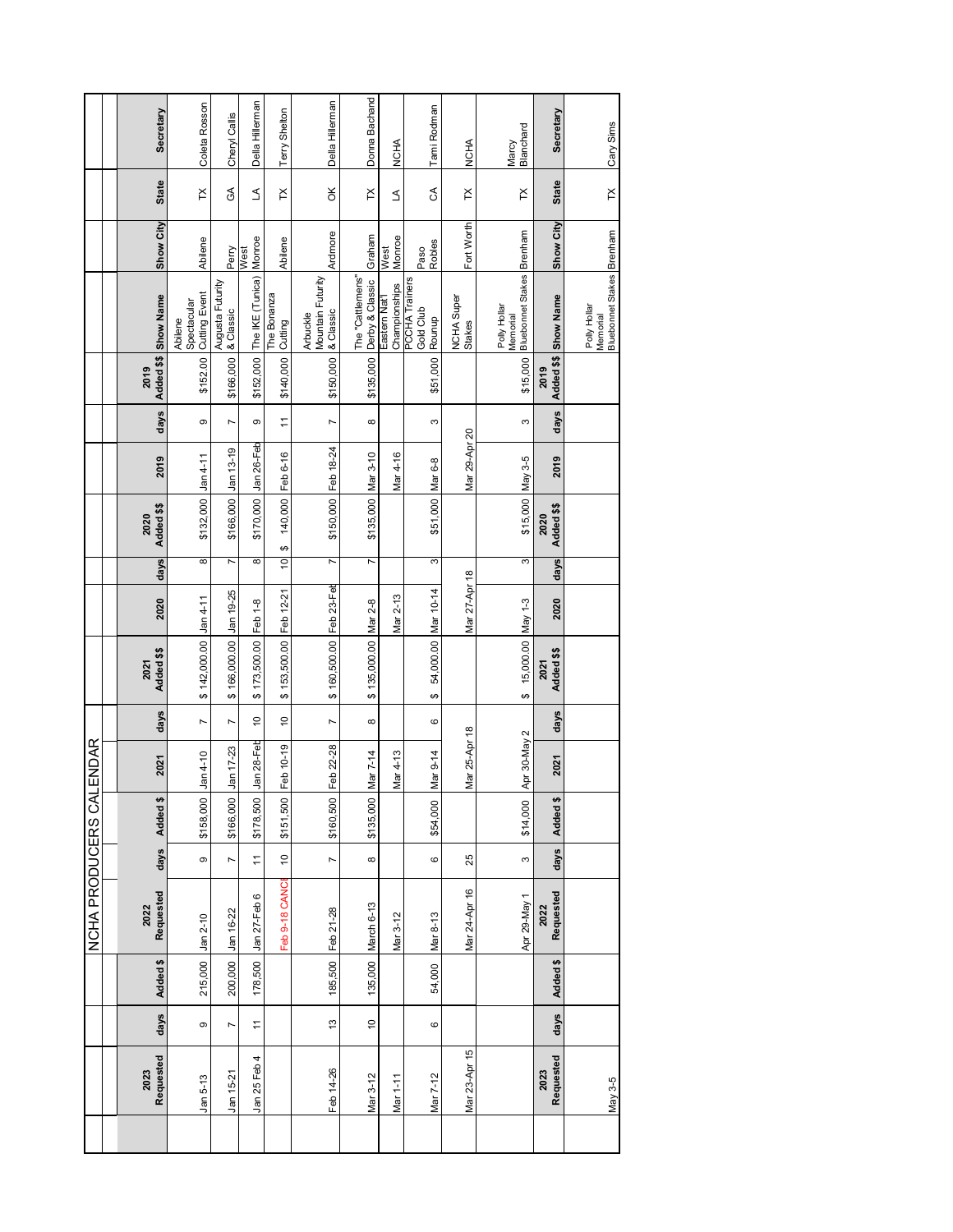# NCHA PRODUCERS CALENDAR

| 2023 Requested | days | Added $ | 2022 Requested | days | Added $ | 2021 | days | 2021 Added $$ | 2020 | days | 2020 Added $$ | 2019 | days | 2019 Added $$ | Show Name | Show City | State | Secretary |
|---|---|---|---|---|---|---|---|---|---|---|---|---|---|---|---|---|---|---|
| Jan 5-13 | 9 | 215,000 | Jan 2-10 | 9 | $158,000 | Jan 4-10 | 7 | $ 142,000.00 | Jan 4-11 | 8 | $132,000 | Jan 4-11 | 9 | $152.00 | Abilene Spectacular Cutting Event | Abilene | TX | Coleta Rosson |
| Jan 15-21 | 7 | 200,000 | Jan 16-22 | 7 | $166,000 | Jan 17-23 | 7 | $ 166,000.00 | Jan 19-25 | 7 | $166,000 | Jan 13-19 | 7 | $166,000 | Augusta Futurity & Classic | Perry | GA | Cheryl Callis |
| Jan 25 Feb 4 | 11 | 178,500 | Jan 27-Feb 6 | 11 | $178,500 | Jan 28-Feb | 10 | $ 173,500.00 | Feb 1-8 | 8 | $170,000 | Jan 26-Feb | 9 | $152,000 | The IKE (Tunica) | West Monroe | LA | Della Hillerman |
| | | | Feb 9-18 CANC | 10 | $151,500 | Feb 10-19 | 10 | $ 153,500.00 | Feb 12-21 | 10 | $ 140,000 | Feb 6-16 | 11 | $140,000 | The Bonanza Cutting | Abilene | TX | Terry Shelton |
| Feb 14-26 | 13 | 185,500 | Feb 21-28 | 7 | $160,500 | Feb 22-28 | 7 | $ 160,500.00 | Feb 23-Feb | 7 | $150,000 | Feb 18-24 | 7 | $150,000 | Arbuckle Mountain Futurity & Classic | Ardmore | OK | Della Hillerman |
| Mar 3-12 | 10 | 135,000 | March 6-13 | 8 | $135,000 | Mar 7-14 | 8 | $ 135,000.00 | Mar 2-8 | 7 | $135,000 | Mar 3-10 | 8 | $135,000 | The "Cattlemens" Derby & Classic | Graham | TX | Donna Bachand |
| Mar 1-11 | | | Mar 3-12 | | | Mar 4-13 | | | Mar 2-13 | | | Mar 4-16 | | | Eastern Nat'l Championships | West Monroe | LA | NCHA |
| Mar 7-12 | 6 | 54,000 | Mar 8-13 | 6 | $54,000 | Mar 9-14 | 6 | $ 54,000.00 | Mar 10-14 | 3 | $51,000 | Mar 6-8 | 3 | $51,000 | PCCHA Trainers Gold Club Rounup | Paso Robles | CA | Tami Rodman |
| Mar 23-Apr 15 | | | Mar 24-Apr 16 | 25 | | Mar 25-Apr 18 | | | Mar 27-Apr 18 | | | Mar 29-Apr 20 | | | NCHA Super Stakes | Fort Worth | TX | NCHA |
| | | | Apr 29-May 1 | 3 | $14,000 | Apr 30-May 2 | | $ 15,000.00 | May 1-3 | 3 | $15,000 | May 3-5 | 3 | $15,000 | Polly Hollar Memorial Bluebonnet Stakes | Brenham | TX | Marcy Blanchard |
| **2023 Requested** | **days** | **Added $** | **2022 Requested** | **days** | **Added $** | **2021** | **days** | **2021 Added $$** | **2020** | **days** | **2020 Added $$** | **2019** | **days** | **2019 Added $$** | **Show Name** | **Show City** | **State** | **Secretary** |
| May 3-5 | | | | | | | | | | | | | | | Polly Hollar Memorial Bluebonnet Stakes | Brenham | TX | Cary Sims |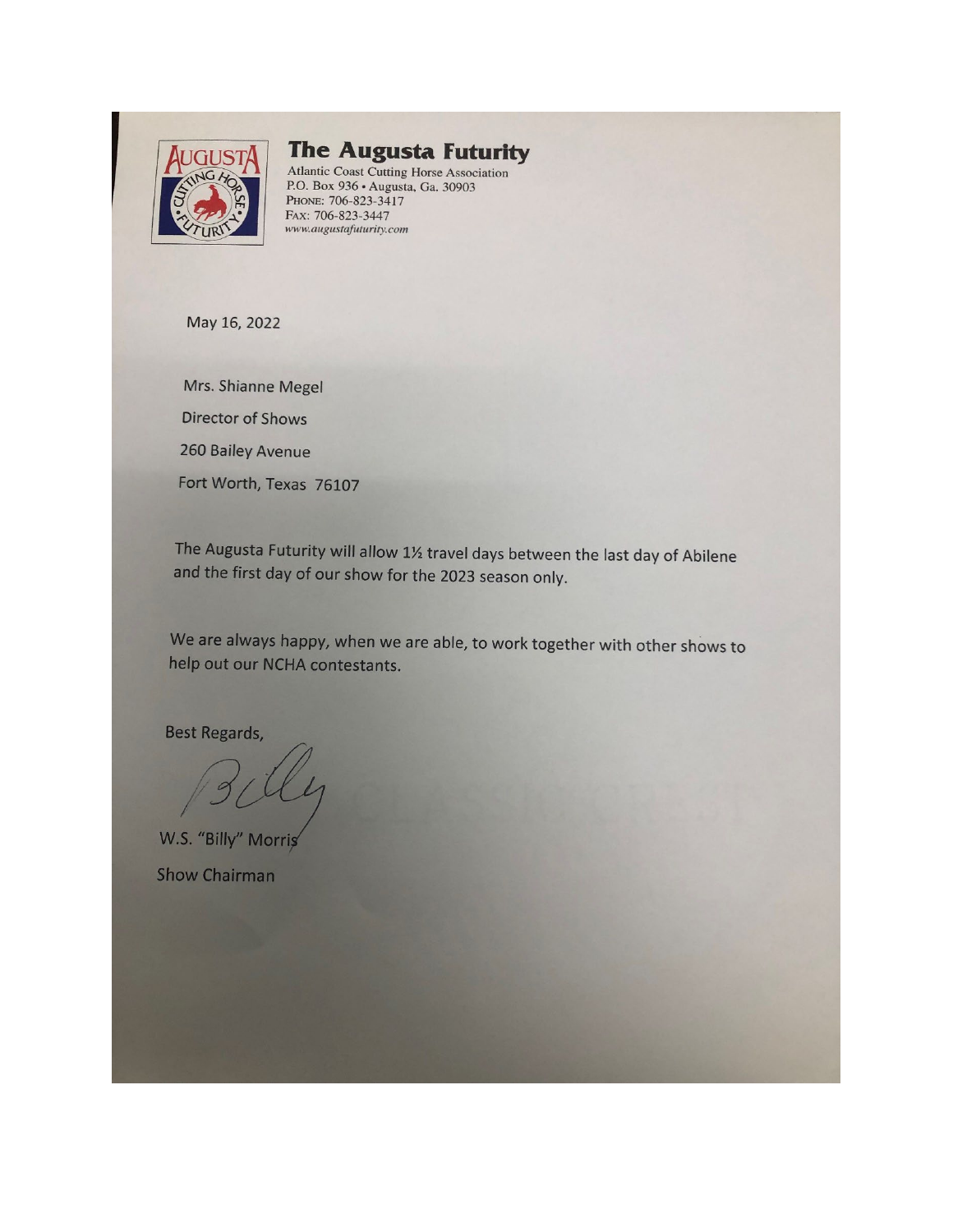# The Augusta Futurity

Atlantic Coast Cutting Horse Association
P.O. Box 936 • Augusta, Ga. 30903
PHONE: 706-823-3417
FAX: 706-823-3447
www.augustafuturity.com

May 16, 2022

Mrs. Shianne Megel
Director of Shows
260 Bailey Avenue
Fort Worth, Texas 76107

The Augusta Futurity will allow 1½ travel days between the last day of Abilene and the first day of our show for the 2023 season only.

We are always happy, when we are able, to work together with other shows to help out our NCHA contestants.

Best Regards,

Billy

W.S. "Billy" Morris
Show Chairman